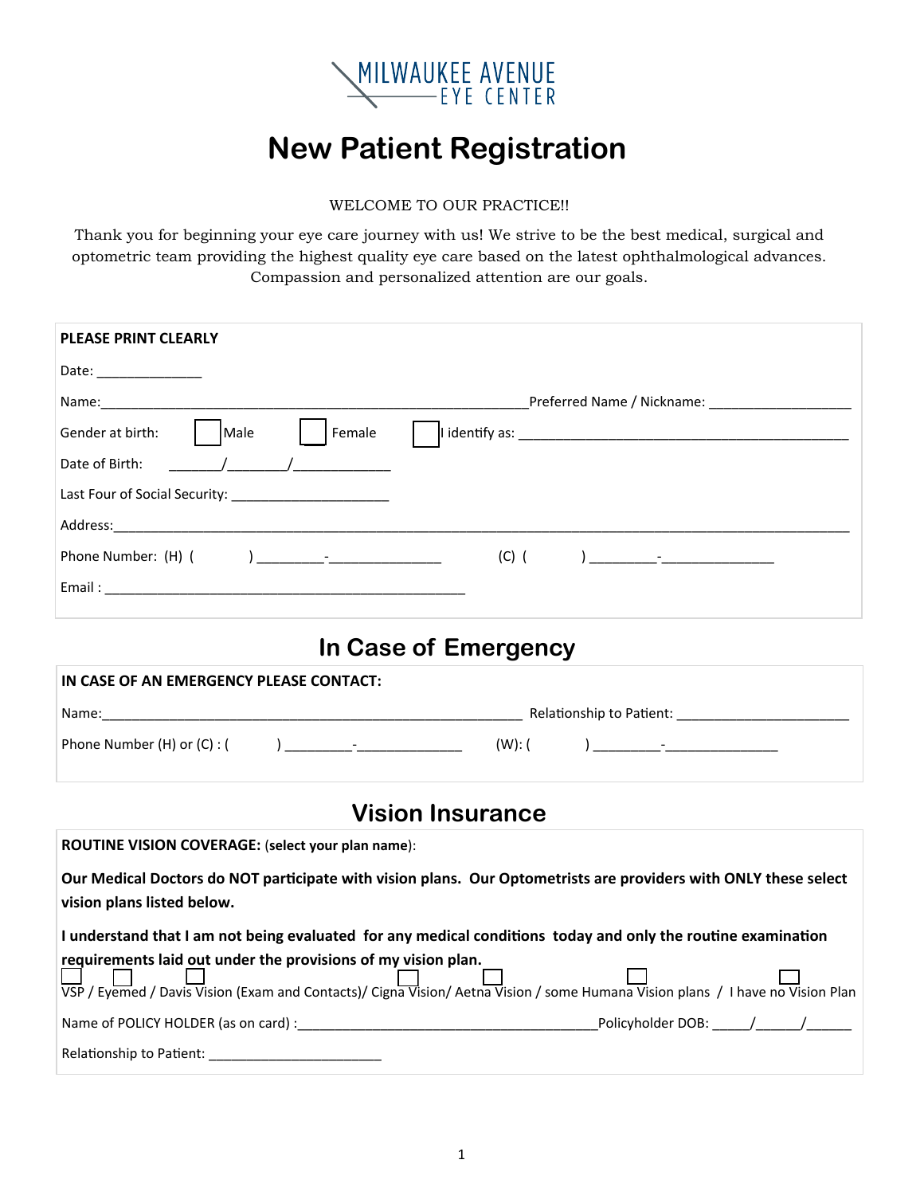MILWAUKEE AVENUE EYE CENTER

# New Patient Registration

WELCOME TO OUR PRACTICE!!

Thank you for beginning your eye care journey with us! We strive to be the best medical, surgical and optometric team providing the highest quality eye care based on the latest ophthalmological advances. Compassion and personalized attention are our goals.

**PLEASE PRINT CLEARLY**

Date: ______________

Name:___________________________________________________________Preferred Name / Nickname: ___________________

Gender at birth: ☐ Male ☐ Female ☐ I identify as: _____________________________________________

Date of Birth: _______/________/_____________

Last Four of Social Security: _____________________

Address:___________________________________________________________________________________________________

Phone Number: (H) ( ) _________-_______________ (C) ( ) _________-_______________

Email : _________________________________________________

## In Case of Emergency

**IN CASE OF AN EMERGENCY PLEASE CONTACT:**

Name:_________________________________________________________ Relationship to Patient: _______________________

Phone Number (H) or (C) : ( ) _________-______________ (W): ( ) _________-_______________

## Vision Insurance

**ROUTINE VISION COVERAGE:** (**select your plan name**):

**Our Medical Doctors do NOT participate with vision plans. Our Optometrists are providers with ONLY these select vision plans listed below.**

**I understand that I am not being evaluated for any medical conditions today and only the routine examination requirements laid out under the provisions of my vision plan.**

☐ VSP / ☐ Eyemed / ☐ Davis Vision (Exam and Contacts)/ ☐ Cigna Vision/ ☐ Aetna Vision / ☐ some Humana Vision plans / ☐ I have no Vision Plan

Name of POLICY HOLDER (as on card) :________________________________________Policyholder DOB: _____/______/______

Relationship to Patient: _______________________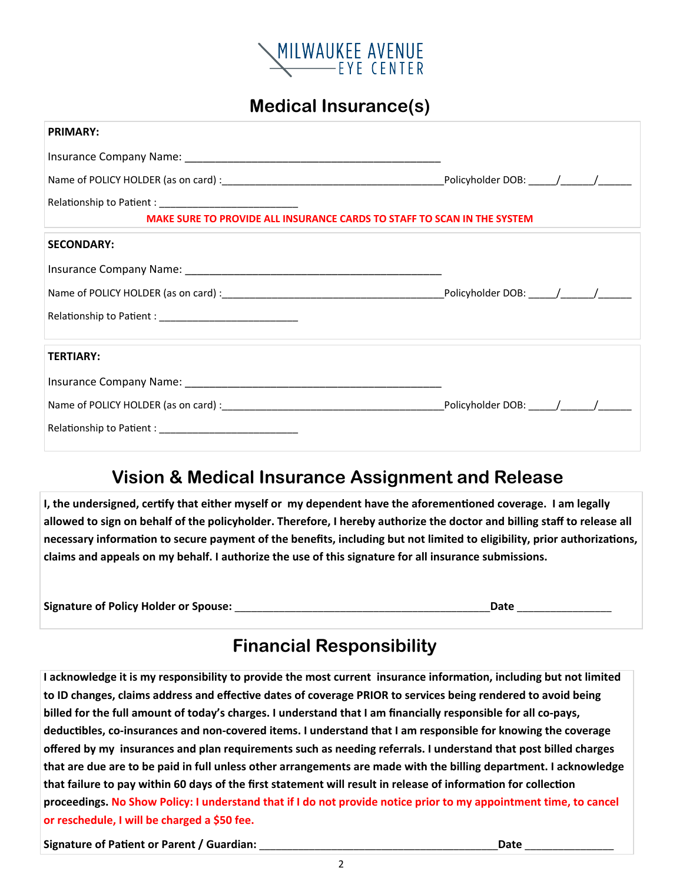MILWAUKEE AVENUE
EYE CENTER

# Medical Insurance(s)

**PRIMARY:**

Insurance Company Name: ___________________________________________

Name of POLICY HOLDER (as on card) :_____________________________________Policyholder DOB: _____/______/______

Relationship to Patient : _________________________

**MAKE SURE TO PROVIDE ALL INSURANCE CARDS TO STAFF TO SCAN IN THE SYSTEM**

**SECONDARY:**

Insurance Company Name: ___________________________________________

Name of POLICY HOLDER (as on card) :_____________________________________Policyholder DOB: _____/______/______

Relationship to Patient : _________________________

**TERTIARY:**

Insurance Company Name: ___________________________________________

Name of POLICY HOLDER (as on card) :_____________________________________Policyholder DOB: _____/______/______

Relationship to Patient : _________________________

# Vision & Medical Insurance Assignment and Release

**I, the undersigned, certify that either myself or my dependent have the aforementioned coverage. I am legally allowed to sign on behalf of the policyholder. Therefore, I hereby authorize the doctor and billing staff to release all necessary information to secure payment of the benefits, including but not limited to eligibility, prior authorizations, claims and appeals on my behalf. I authorize the use of this signature for all insurance submissions.**

**Signature of Policy Holder or Spouse:** ____________________________________________**Date** ________________

# Financial Responsibility

**I acknowledge it is my responsibility to provide the most current insurance information, including but not limited to ID changes, claims address and effective dates of coverage PRIOR to services being rendered to avoid being billed for the full amount of today's charges. I understand that I am financially responsible for all co-pays, deductibles, co-insurances and non-covered items. I understand that I am responsible for knowing the coverage offered by my insurances and plan requirements such as needing referrals. I understand that post billed charges that are due are to be paid in full unless other arrangements are made with the billing department. I acknowledge that failure to pay within 60 days of the first statement will result in release of information for collection proceedings. No Show Policy: I understand that if I do not provide notice prior to my appointment time, to cancel or reschedule, I will be charged a $50 fee.**

**Signature of Patient or Parent / Guardian:** ________________________________________**Date** _______________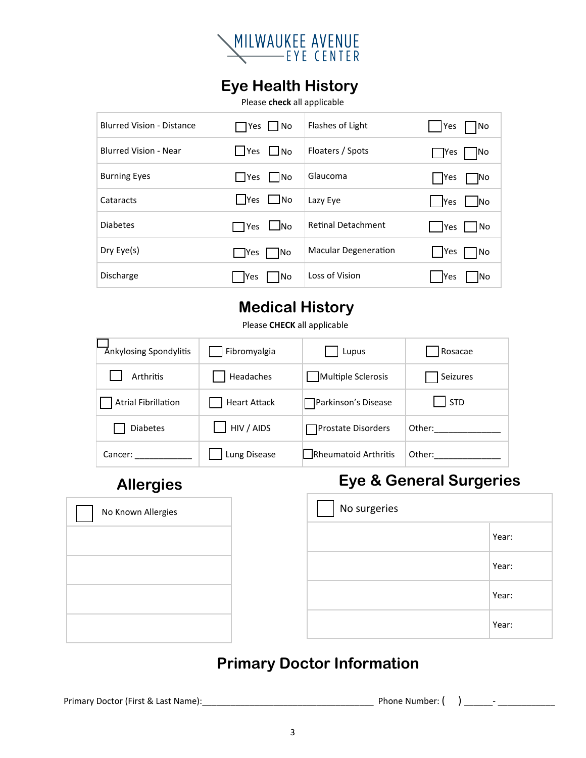MILWAUKEE AVENUE EYE CENTER

# Eye Health History

Please **check** all applicable

| | | | |
|---|---|---|---|
| Blurred Vision - Distance | ☐ Yes ☐ No | Flashes of Light | ☐ Yes ☐ No |
| Blurred Vision - Near | ☐ Yes ☐ No | Floaters / Spots | ☐ Yes ☐ No |
| Burning Eyes | ☐ Yes ☐ No | Glaucoma | ☐ Yes ☐ No |
| Cataracts | ☐ Yes ☐ No | Lazy Eye | ☐ Yes ☐ No |
| Diabetes | ☐ Yes ☐ No | Retinal Detachment | ☐ Yes ☐ No |
| Dry Eye(s) | ☐ Yes ☐ No | Macular Degeneration | ☐ Yes ☐ No |
| Discharge | ☐ Yes ☐ No | Loss of Vision | ☐ Yes ☐ No |

# Medical History

Please **CHECK** all applicable

| | | | |
|---|---|---|---|
| ☐ Ankylosing Spondylitis | ☐ Fibromyalgia | ☐ Lupus | ☐ Rosacae |
| ☐ Arthritis | ☐ Headaches | ☐ Multiple Sclerosis | ☐ Seizures |
| ☐ Atrial Fibrillation | ☐ Heart Attack | ☐ Parkinson's Disease | ☐ STD |
| ☐ Diabetes | ☐ HIV / AIDS | ☐ Prostate Disorders | Other:______________ |
| Cancer: ____________ | ☐ Lung Disease | ☐ Rheumatoid Arthritis | Other:______________ |

## Allergies

| ☐ No Known Allergies |
|---|
| |
| |
| |
| |

## Eye & General Surgeries

| ☐ No surgeries | |
|---|---|
| | Year: |
| | Year: |
| | Year: |
| | Year: |

# Primary Doctor Information

Primary Doctor (First & Last Name):___________________________________ Phone Number: (     ) ______- ____________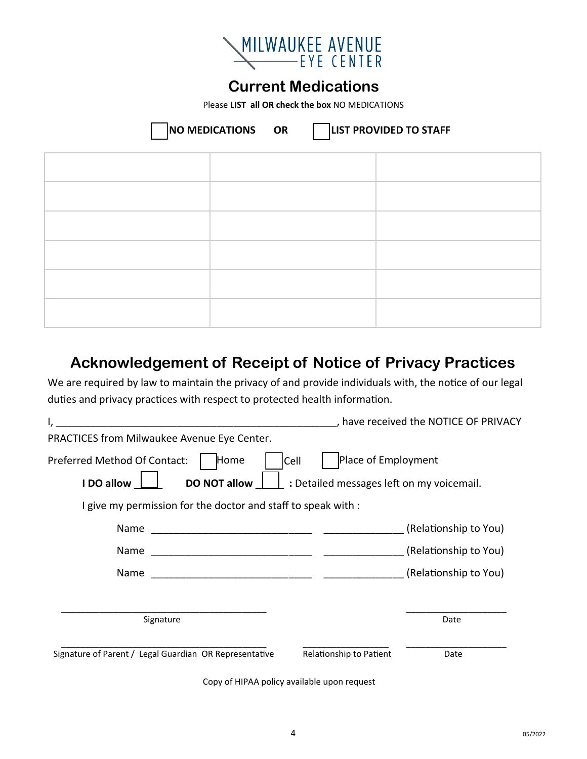MILWAUKEE AVENUE EYE CENTER

## Current Medications

Please **LIST all OR check the box** NO MEDICATIONS

☐ **NO MEDICATIONS** **OR** ☐ **LIST PROVIDED TO STAFF**

| | | |
|---|---|---|
| | | |
| | | |
| | | |
| | | |
| | | |
| | | |

## Acknowledgement of Receipt of Notice of Privacy Practices

We are required by law to maintain the privacy of and provide individuals with, the notice of our legal duties and privacy practices with respect to protected health information.

I, ____________________________________________________, have received the NOTICE OF PRIVACY PRACTICES from Milwaukee Avenue Eye Center.

Preferred Method Of Contact: ☐ Home ☐ Cell ☐ Place of Employment

**I DO allow** ☐ **DO NOT allow** ☐ **:** Detailed messages left on my voicemail.

I give my permission for the doctor and staff to speak with :

Name ____________________________ ______________ (Relationship to You)

Name ____________________________ ______________ (Relationship to You)

Name ____________________________ ______________ (Relationship to You)

________________________________________ ____________________

Signature Date

________________________________________ __________________ ____________________

Signature of Parent / Legal Guardian OR Representative Relationship to Patient Date

Copy of HIPAA policy available upon request

05/2022